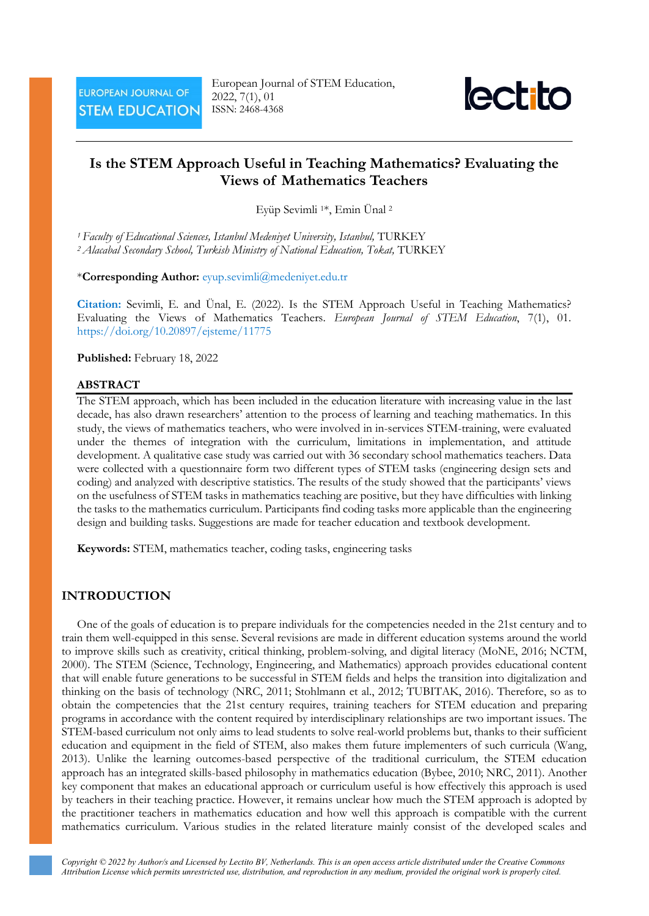# Is the STEM Approach Useful in Teaching Mathematics? Evaluating the Views of Mathematics Teachers

Eyüp Sevimli [1]*, Emin Ünal [2]

[1] *Faculty of Educational Sciences, Istanbul Medeniyet University, Istanbul,* TURKEY
[2] *Alacabal Secondary School, Turkish Ministry of National Education, Tokat,* TURKEY

***Corresponding Author:** eyup.sevimli@medeniyet.edu.tr

**Citation:** Sevimli, E. and Ünal, E. (2022). Is the STEM Approach Useful in Teaching Mathematics? Evaluating the Views of Mathematics Teachers. *European Journal of STEM Education*, 7(1), 01. https://doi.org/10.20897/ejsteme/11775

**Published:** February 18, 2022

## ABSTRACT

The STEM approach, which has been included in the education literature with increasing value in the last decade, has also drawn researchers' attention to the process of learning and teaching mathematics. In this study, the views of mathematics teachers, who were involved in in-services STEM-training, were evaluated under the themes of integration with the curriculum, limitations in implementation, and attitude development. A qualitative case study was carried out with 36 secondary school mathematics teachers. Data were collected with a questionnaire form two different types of STEM tasks (engineering design sets and coding) and analyzed with descriptive statistics. The results of the study showed that the participants' views on the usefulness of STEM tasks in mathematics teaching are positive, but they have difficulties with linking the tasks to the mathematics curriculum. Participants find coding tasks more applicable than the engineering design and building tasks. Suggestions are made for teacher education and textbook development.

**Keywords:** STEM, mathematics teacher, coding tasks, engineering tasks

## INTRODUCTION

One of the goals of education is to prepare individuals for the competencies needed in the 21st century and to train them well-equipped in this sense. Several revisions are made in different education systems around the world to improve skills such as creativity, critical thinking, problem-solving, and digital literacy (MoNE, 2016; NCTM, 2000). The STEM (Science, Technology, Engineering, and Mathematics) approach provides educational content that will enable future generations to be successful in STEM fields and helps the transition into digitalization and thinking on the basis of technology (NRC, 2011; Stohlmann et al., 2012; TUBITAK, 2016). Therefore, so as to obtain the competencies that the 21st century requires, training teachers for STEM education and preparing programs in accordance with the content required by interdisciplinary relationships are two important issues. The STEM-based curriculum not only aims to lead students to solve real-world problems but, thanks to their sufficient education and equipment in the field of STEM, also makes them future implementers of such curricula (Wang, 2013). Unlike the learning outcomes-based perspective of the traditional curriculum, the STEM education approach has an integrated skills-based philosophy in mathematics education (Bybee, 2010; NRC, 2011). Another key component that makes an educational approach or curriculum useful is how effectively this approach is used by teachers in their teaching practice. However, it remains unclear how much the STEM approach is adopted by the practitioner teachers in mathematics education and how well this approach is compatible with the current mathematics curriculum. Various studies in the related literature mainly consist of the developed scales and

*Copyright © 2022 by Author/s and Licensed by Lectito BV, Netherlands. This is an open access article distributed under the Creative Commons Attribution License which permits unrestricted use, distribution, and reproduction in any medium, provided the original work is properly cited.*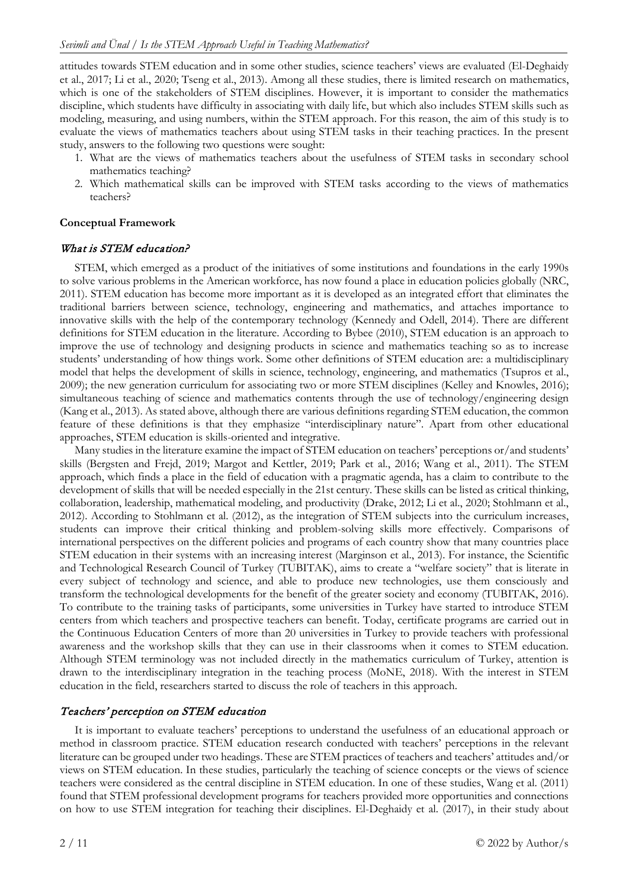attitudes towards STEM education and in some other studies, science teachers' views are evaluated (El-Deghaidy et al., 2017; Li et al., 2020; Tseng et al., 2013). Among all these studies, there is limited research on mathematics, which is one of the stakeholders of STEM disciplines. However, it is important to consider the mathematics discipline, which students have difficulty in associating with daily life, but which also includes STEM skills such as modeling, measuring, and using numbers, within the STEM approach. For this reason, the aim of this study is to evaluate the views of mathematics teachers about using STEM tasks in their teaching practices. In the present study, answers to the following two questions were sought:

1. What are the views of mathematics teachers about the usefulness of STEM tasks in secondary school mathematics teaching?
2. Which mathematical skills can be improved with STEM tasks according to the views of mathematics teachers?

## Conceptual Framework

### *What is STEM education?*

STEM, which emerged as a product of the initiatives of some institutions and foundations in the early 1990s to solve various problems in the American workforce, has now found a place in education policies globally (NRC, 2011). STEM education has become more important as it is developed as an integrated effort that eliminates the traditional barriers between science, technology, engineering and mathematics, and attaches importance to innovative skills with the help of the contemporary technology (Kennedy and Odell, 2014). There are different definitions for STEM education in the literature. According to Bybee (2010), STEM education is an approach to improve the use of technology and designing products in science and mathematics teaching so as to increase students' understanding of how things work. Some other definitions of STEM education are: a multidisciplinary model that helps the development of skills in science, technology, engineering, and mathematics (Tsupros et al., 2009); the new generation curriculum for associating two or more STEM disciplines (Kelley and Knowles, 2016); simultaneous teaching of science and mathematics contents through the use of technology/engineering design (Kang et al., 2013). As stated above, although there are various definitions regarding STEM education, the common feature of these definitions is that they emphasize "interdisciplinary nature". Apart from other educational approaches, STEM education is skills-oriented and integrative.

Many studies in the literature examine the impact of STEM education on teachers' perceptions or/and students' skills (Bergsten and Frejd, 2019; Margot and Kettler, 2019; Park et al., 2016; Wang et al., 2011). The STEM approach, which finds a place in the field of education with a pragmatic agenda, has a claim to contribute to the development of skills that will be needed especially in the 21st century. These skills can be listed as critical thinking, collaboration, leadership, mathematical modeling, and productivity (Drake, 2012; Li et al., 2020; Stohlmann et al., 2012). According to Stohlmann et al. (2012), as the integration of STEM subjects into the curriculum increases, students can improve their critical thinking and problem-solving skills more effectively. Comparisons of international perspectives on the different policies and programs of each country show that many countries place STEM education in their systems with an increasing interest (Marginson et al., 2013). For instance, the Scientific and Technological Research Council of Turkey (TUBITAK), aims to create a "welfare society" that is literate in every subject of technology and science, and able to produce new technologies, use them consciously and transform the technological developments for the benefit of the greater society and economy (TUBITAK, 2016). To contribute to the training tasks of participants, some universities in Turkey have started to introduce STEM centers from which teachers and prospective teachers can benefit. Today, certificate programs are carried out in the Continuous Education Centers of more than 20 universities in Turkey to provide teachers with professional awareness and the workshop skills that they can use in their classrooms when it comes to STEM education. Although STEM terminology was not included directly in the mathematics curriculum of Turkey, attention is drawn to the interdisciplinary integration in the teaching process (MoNE, 2018). With the interest in STEM education in the field, researchers started to discuss the role of teachers in this approach.

### *Teachers' perception on STEM education*

It is important to evaluate teachers' perceptions to understand the usefulness of an educational approach or method in classroom practice. STEM education research conducted with teachers' perceptions in the relevant literature can be grouped under two headings. These are STEM practices of teachers and teachers' attitudes and/or views on STEM education. In these studies, particularly the teaching of science concepts or the views of science teachers were considered as the central discipline in STEM education. In one of these studies, Wang et al. (2011) found that STEM professional development programs for teachers provided more opportunities and connections on how to use STEM integration for teaching their disciplines. El-Deghaidy et al. (2017), in their study about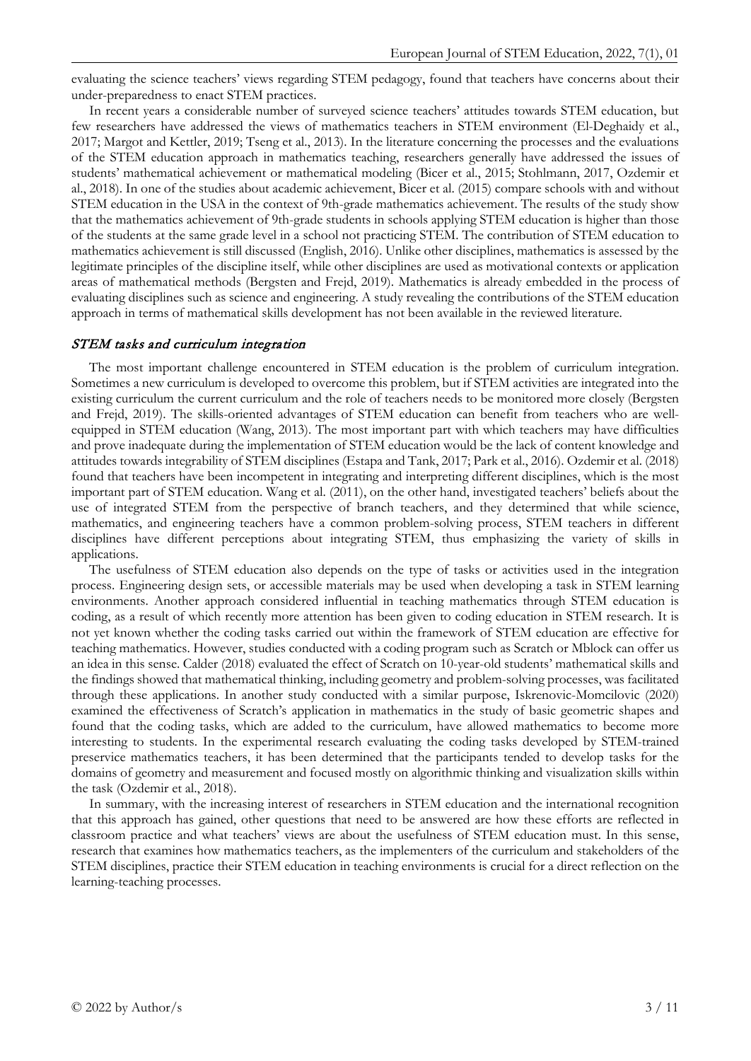evaluating the science teachers' views regarding STEM pedagogy, found that teachers have concerns about their under-preparedness to enact STEM practices.

In recent years a considerable number of surveyed science teachers' attitudes towards STEM education, but few researchers have addressed the views of mathematics teachers in STEM environment (El-Deghaidy et al., 2017; Margot and Kettler, 2019; Tseng et al., 2013). In the literature concerning the processes and the evaluations of the STEM education approach in mathematics teaching, researchers generally have addressed the issues of students' mathematical achievement or mathematical modeling (Bicer et al., 2015; Stohlmann, 2017, Ozdemir et al., 2018). In one of the studies about academic achievement, Bicer et al. (2015) compare schools with and without STEM education in the USA in the context of 9th-grade mathematics achievement. The results of the study show that the mathematics achievement of 9th-grade students in schools applying STEM education is higher than those of the students at the same grade level in a school not practicing STEM. The contribution of STEM education to mathematics achievement is still discussed (English, 2016). Unlike other disciplines, mathematics is assessed by the legitimate principles of the discipline itself, while other disciplines are used as motivational contexts or application areas of mathematical methods (Bergsten and Frejd, 2019). Mathematics is already embedded in the process of evaluating disciplines such as science and engineering. A study revealing the contributions of the STEM education approach in terms of mathematical skills development has not been available in the reviewed literature.

## *STEM tasks and curriculum integration*

The most important challenge encountered in STEM education is the problem of curriculum integration. Sometimes a new curriculum is developed to overcome this problem, but if STEM activities are integrated into the existing curriculum the current curriculum and the role of teachers needs to be monitored more closely (Bergsten and Frejd, 2019). The skills-oriented advantages of STEM education can benefit from teachers who are well-equipped in STEM education (Wang, 2013). The most important part with which teachers may have difficulties and prove inadequate during the implementation of STEM education would be the lack of content knowledge and attitudes towards integrability of STEM disciplines (Estapa and Tank, 2017; Park et al., 2016). Ozdemir et al. (2018) found that teachers have been incompetent in integrating and interpreting different disciplines, which is the most important part of STEM education. Wang et al. (2011), on the other hand, investigated teachers' beliefs about the use of integrated STEM from the perspective of branch teachers, and they determined that while science, mathematics, and engineering teachers have a common problem-solving process, STEM teachers in different disciplines have different perceptions about integrating STEM, thus emphasizing the variety of skills in applications.

The usefulness of STEM education also depends on the type of tasks or activities used in the integration process. Engineering design sets, or accessible materials may be used when developing a task in STEM learning environments. Another approach considered influential in teaching mathematics through STEM education is coding, as a result of which recently more attention has been given to coding education in STEM research. It is not yet known whether the coding tasks carried out within the framework of STEM education are effective for teaching mathematics. However, studies conducted with a coding program such as Scratch or Mblock can offer us an idea in this sense. Calder (2018) evaluated the effect of Scratch on 10-year-old students' mathematical skills and the findings showed that mathematical thinking, including geometry and problem-solving processes, was facilitated through these applications. In another study conducted with a similar purpose, Iskrenovic-Momcilovic (2020) examined the effectiveness of Scratch's application in mathematics in the study of basic geometric shapes and found that the coding tasks, which are added to the curriculum, have allowed mathematics to become more interesting to students. In the experimental research evaluating the coding tasks developed by STEM-trained preservice mathematics teachers, it has been determined that the participants tended to develop tasks for the domains of geometry and measurement and focused mostly on algorithmic thinking and visualization skills within the task (Ozdemir et al., 2018).

In summary, with the increasing interest of researchers in STEM education and the international recognition that this approach has gained, other questions that need to be answered are how these efforts are reflected in classroom practice and what teachers' views are about the usefulness of STEM education must. In this sense, research that examines how mathematics teachers, as the implementers of the curriculum and stakeholders of the STEM disciplines, practice their STEM education in teaching environments is crucial for a direct reflection on the learning-teaching processes.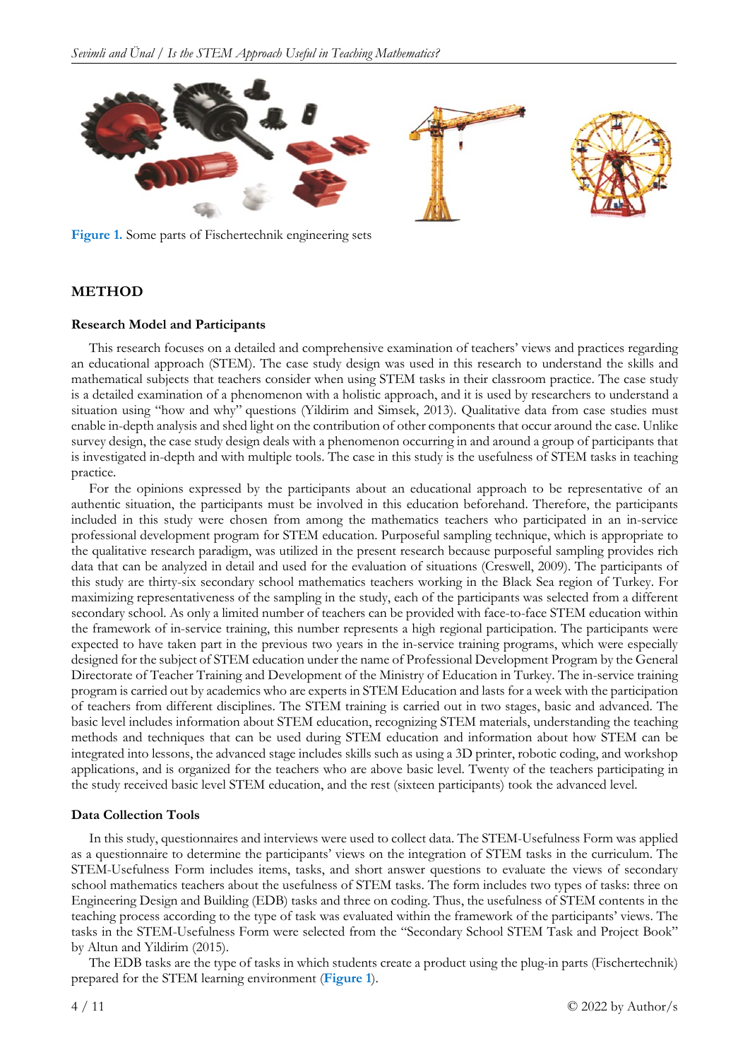Figure 1. Some parts of Fischertechnik engineering sets

## METHOD

### Research Model and Participants

This research focuses on a detailed and comprehensive examination of teachers' views and practices regarding an educational approach (STEM). The case study design was used in this research to understand the skills and mathematical subjects that teachers consider when using STEM tasks in their classroom practice. The case study is a detailed examination of a phenomenon with a holistic approach, and it is used by researchers to understand a situation using "how and why" questions (Yildirim and Simsek, 2013). Qualitative data from case studies must enable in-depth analysis and shed light on the contribution of other components that occur around the case. Unlike survey design, the case study design deals with a phenomenon occurring in and around a group of participants that is investigated in-depth and with multiple tools. The case in this study is the usefulness of STEM tasks in teaching practice.

For the opinions expressed by the participants about an educational approach to be representative of an authentic situation, the participants must be involved in this education beforehand. Therefore, the participants included in this study were chosen from among the mathematics teachers who participated in an in-service professional development program for STEM education. Purposeful sampling technique, which is appropriate to the qualitative research paradigm, was utilized in the present research because purposeful sampling provides rich data that can be analyzed in detail and used for the evaluation of situations (Creswell, 2009). The participants of this study are thirty-six secondary school mathematics teachers working in the Black Sea region of Turkey. For maximizing representativeness of the sampling in the study, each of the participants was selected from a different secondary school. As only a limited number of teachers can be provided with face-to-face STEM education within the framework of in-service training, this number represents a high regional participation. The participants were expected to have taken part in the previous two years in the in-service training programs, which were especially designed for the subject of STEM education under the name of Professional Development Program by the General Directorate of Teacher Training and Development of the Ministry of Education in Turkey. The in-service training program is carried out by academics who are experts in STEM Education and lasts for a week with the participation of teachers from different disciplines. The STEM training is carried out in two stages, basic and advanced. The basic level includes information about STEM education, recognizing STEM materials, understanding the teaching methods and techniques that can be used during STEM education and information about how STEM can be integrated into lessons, the advanced stage includes skills such as using a 3D printer, robotic coding, and workshop applications, and is organized for the teachers who are above basic level. Twenty of the teachers participating in the study received basic level STEM education, and the rest (sixteen participants) took the advanced level.

### Data Collection Tools

In this study, questionnaires and interviews were used to collect data. The STEM-Usefulness Form was applied as a questionnaire to determine the participants' views on the integration of STEM tasks in the curriculum. The STEM-Usefulness Form includes items, tasks, and short answer questions to evaluate the views of secondary school mathematics teachers about the usefulness of STEM tasks. The form includes two types of tasks: three on Engineering Design and Building (EDB) tasks and three on coding. Thus, the usefulness of STEM contents in the teaching process according to the type of task was evaluated within the framework of the participants' views. The tasks in the STEM-Usefulness Form were selected from the "Secondary School STEM Task and Project Book" by Altun and Yildirim (2015).

The EDB tasks are the type of tasks in which students create a product using the plug-in parts (Fischertechnik) prepared for the STEM learning environment (**Figure 1**).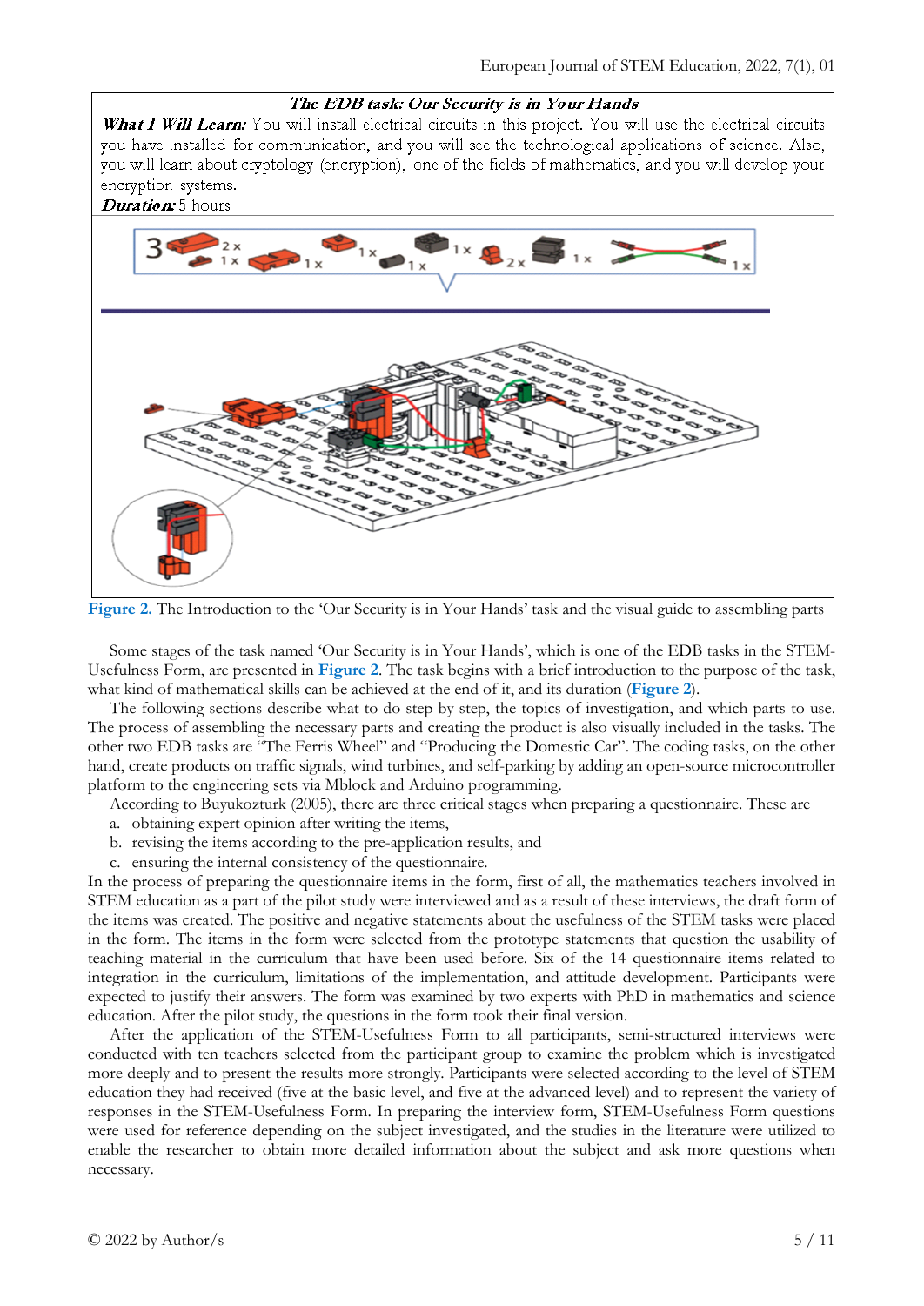*The EDB task: Our Security is in Your Hands*

***What I Will Learn:*** You will install electrical circuits in this project. You will use the electrical circuits you have installed for communication, and you will see the technological applications of science. Also, you will learn about cryptology (encryption), one of the fields of mathematics, and you will develop your encryption systems.

***Duration:*** 5 hours

Figure 2. The Introduction to the 'Our Security is in Your Hands' task and the visual guide to assembling parts

Some stages of the task named 'Our Security is in Your Hands', which is one of the EDB tasks in the STEM-Usefulness Form, are presented in Figure 2. The task begins with a brief introduction to the purpose of the task, what kind of mathematical skills can be achieved at the end of it, and its duration (Figure 2).

The following sections describe what to do step by step, the topics of investigation, and which parts to use. The process of assembling the necessary parts and creating the product is also visually included in the tasks. The other two EDB tasks are "The Ferris Wheel" and "Producing the Domestic Car". The coding tasks, on the other hand, create products on traffic signals, wind turbines, and self-parking by adding an open-source microcontroller platform to the engineering sets via Mblock and Arduino programming.

According to Buyukozturk (2005), there are three critical stages when preparing a questionnaire. These are

a. obtaining expert opinion after writing the items,
b. revising the items according to the pre-application results, and
c. ensuring the internal consistency of the questionnaire.

In the process of preparing the questionnaire items in the form, first of all, the mathematics teachers involved in STEM education as a part of the pilot study were interviewed and as a result of these interviews, the draft form of the items was created. The positive and negative statements about the usefulness of the STEM tasks were placed in the form. The items in the form were selected from the prototype statements that question the usability of teaching material in the curriculum that have been used before. Six of the 14 questionnaire items related to integration in the curriculum, limitations of the implementation, and attitude development. Participants were expected to justify their answers. The form was examined by two experts with PhD in mathematics and science education. After the pilot study, the questions in the form took their final version.

After the application of the STEM-Usefulness Form to all participants, semi-structured interviews were conducted with ten teachers selected from the participant group to examine the problem which is investigated more deeply and to present the results more strongly. Participants were selected according to the level of STEM education they had received (five at the basic level, and five at the advanced level) and to represent the variety of responses in the STEM-Usefulness Form. In preparing the interview form, STEM-Usefulness Form questions were used for reference depending on the subject investigated, and the studies in the literature were utilized to enable the researcher to obtain more detailed information about the subject and ask more questions when necessary.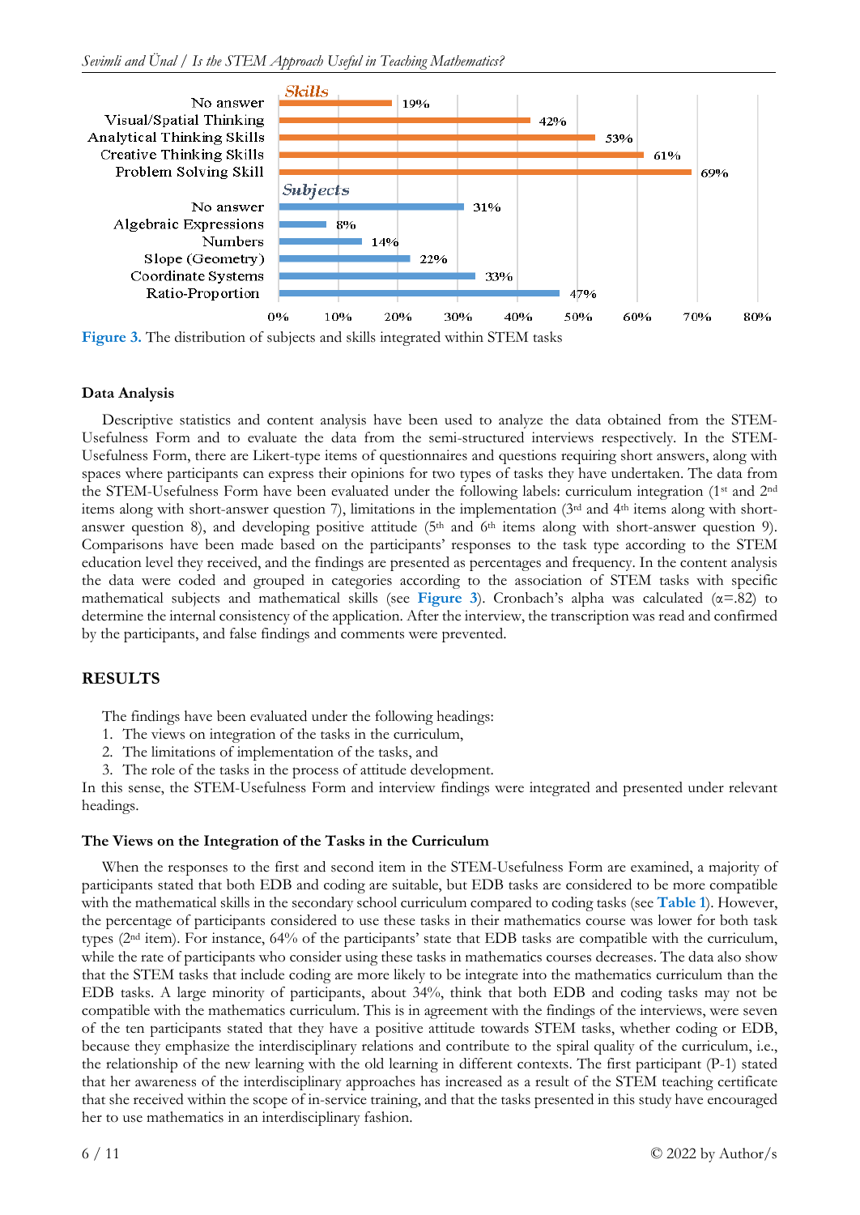Figure 3. The distribution of subjects and skills integrated within STEM tasks

### Data Analysis

Descriptive statistics and content analysis have been used to analyze the data obtained from the STEM-Usefulness Form and to evaluate the data from the semi-structured interviews respectively. In the STEM-Usefulness Form, there are Likert-type items of questionnaires and questions requiring short answers, along with spaces where participants can express their opinions for two types of tasks they have undertaken. The data from the STEM-Usefulness Form have been evaluated under the following labels: curriculum integration (1st and 2nd items along with short-answer question 7), limitations in the implementation (3rd and 4th items along with short-answer question 8), and developing positive attitude (5th and 6th items along with short-answer question 9). Comparisons have been made based on the participants' responses to the task type according to the STEM education level they received, and the findings are presented as percentages and frequency. In the content analysis the data were coded and grouped in categories according to the association of STEM tasks with specific mathematical subjects and mathematical skills (see **Figure 3**). Cronbach's alpha was calculated ($\alpha$=.82) to determine the internal consistency of the application. After the interview, the transcription was read and confirmed by the participants, and false findings and comments were prevented.

## RESULTS

The findings have been evaluated under the following headings:

1. The views on integration of the tasks in the curriculum,
2. The limitations of implementation of the tasks, and
3. The role of the tasks in the process of attitude development.

In this sense, the STEM-Usefulness Form and interview findings were integrated and presented under relevant headings.

### The Views on the Integration of the Tasks in the Curriculum

When the responses to the first and second item in the STEM-Usefulness Form are examined, a majority of participants stated that both EDB and coding are suitable, but EDB tasks are considered to be more compatible with the mathematical skills in the secondary school curriculum compared to coding tasks (see **Table 1**). However, the percentage of participants considered to use these tasks in their mathematics course was lower for both task types (2nd item). For instance, 64% of the participants' state that EDB tasks are compatible with the curriculum, while the rate of participants who consider using these tasks in mathematics courses decreases. The data also show that the STEM tasks that include coding are more likely to be integrate into the mathematics curriculum than the EDB tasks. A large minority of participants, about 34%, think that both EDB and coding tasks may not be compatible with the mathematics curriculum. This is in agreement with the findings of the interviews, were seven of the ten participants stated that they have a positive attitude towards STEM tasks, whether coding or EDB, because they emphasize the interdisciplinary relations and contribute to the spiral quality of the curriculum, i.e., the relationship of the new learning with the old learning in different contexts. The first participant (P-1) stated that her awareness of the interdisciplinary approaches has increased as a result of the STEM teaching certificate that she received within the scope of in-service training, and that the tasks presented in this study have encouraged her to use mathematics in an interdisciplinary fashion.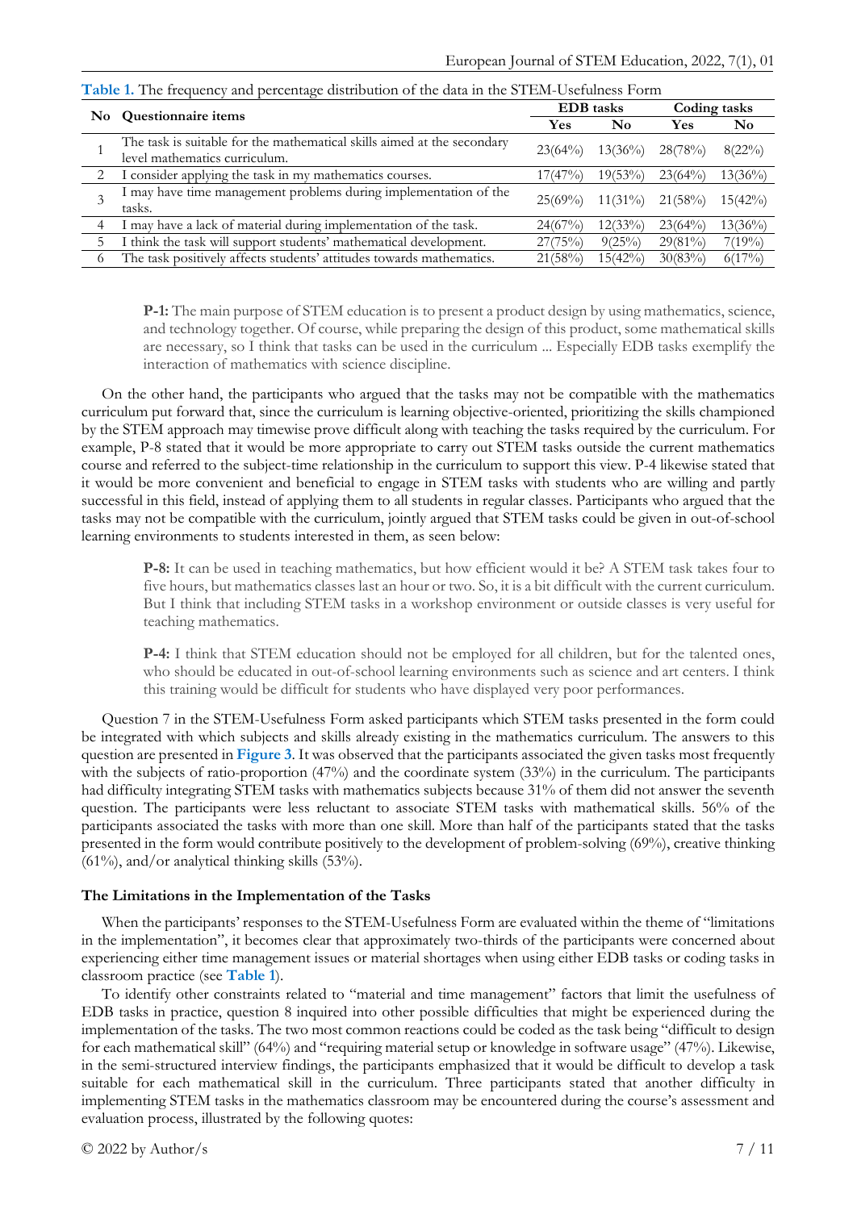**Table 1.** The frequency and percentage distribution of the data in the STEM-Usefulness Form

| No | Questionnaire items | EDB tasks | | Coding tasks | |
|---|---|---|---|---|---|
| | | Yes | No | Yes | No |
| 1 | The task is suitable for the mathematical skills aimed at the secondary level mathematics curriculum. | 23(64%) | 13(36%) | 28(78%) | 8(22%) |
| 2 | I consider applying the task in my mathematics courses. | 17(47%) | 19(53%) | 23(64%) | 13(36%) |
| 3 | I may have time management problems during implementation of the tasks. | 25(69%) | 11(31%) | 21(58%) | 15(42%) |
| 4 | I may have a lack of material during implementation of the task. | 24(67%) | 12(33%) | 23(64%) | 13(36%) |
| 5 | I think the task will support students' mathematical development. | 27(75%) | 9(25%) | 29(81%) | 7(19%) |
| 6 | The task positively affects students' attitudes towards mathematics. | 21(58%) | 15(42%) | 30(83%) | 6(17%) |

> **P-1:** The main purpose of STEM education is to present a product design by using mathematics, science, and technology together. Of course, while preparing the design of this product, some mathematical skills are necessary, so I think that tasks can be used in the curriculum ... Especially EDB tasks exemplify the interaction of mathematics with science discipline.

On the other hand, the participants who argued that the tasks may not be compatible with the mathematics curriculum put forward that, since the curriculum is learning objective-oriented, prioritizing the skills championed by the STEM approach may timewise prove difficult along with teaching the tasks required by the curriculum. For example, P-8 stated that it would be more appropriate to carry out STEM tasks outside the current mathematics course and referred to the subject-time relationship in the curriculum to support this view. P-4 likewise stated that it would be more convenient and beneficial to engage in STEM tasks with students who are willing and partly successful in this field, instead of applying them to all students in regular classes. Participants who argued that the tasks may not be compatible with the curriculum, jointly argued that STEM tasks could be given in out-of-school learning environments to students interested in them, as seen below:

> **P-8:** It can be used in teaching mathematics, but how efficient would it be? A STEM task takes four to five hours, but mathematics classes last an hour or two. So, it is a bit difficult with the current curriculum. But I think that including STEM tasks in a workshop environment or outside classes is very useful for teaching mathematics.

> **P-4:** I think that STEM education should not be employed for all children, but for the talented ones, who should be educated in out-of-school learning environments such as science and art centers. I think this training would be difficult for students who have displayed very poor performances.

Question 7 in the STEM-Usefulness Form asked participants which STEM tasks presented in the form could be integrated with which subjects and skills already existing in the mathematics curriculum. The answers to this question are presented in **Figure 3**. It was observed that the participants associated the given tasks most frequently with the subjects of ratio-proportion (47%) and the coordinate system (33%) in the curriculum. The participants had difficulty integrating STEM tasks with mathematics subjects because 31% of them did not answer the seventh question. The participants were less reluctant to associate STEM tasks with mathematical skills. 56% of the participants associated the tasks with more than one skill. More than half of the participants stated that the tasks presented in the form would contribute positively to the development of problem-solving (69%), creative thinking (61%), and/or analytical thinking skills (53%).

### The Limitations in the Implementation of the Tasks

When the participants' responses to the STEM-Usefulness Form are evaluated within the theme of "limitations in the implementation", it becomes clear that approximately two-thirds of the participants were concerned about experiencing either time management issues or material shortages when using either EDB tasks or coding tasks in classroom practice (see **Table 1**).

To identify other constraints related to "material and time management" factors that limit the usefulness of EDB tasks in practice, question 8 inquired into other possible difficulties that might be experienced during the implementation of the tasks. The two most common reactions could be coded as the task being "difficult to design for each mathematical skill" (64%) and "requiring material setup or knowledge in software usage" (47%). Likewise, in the semi-structured interview findings, the participants emphasized that it would be difficult to develop a task suitable for each mathematical skill in the curriculum. Three participants stated that another difficulty in implementing STEM tasks in the mathematics classroom may be encountered during the course's assessment and evaluation process, illustrated by the following quotes: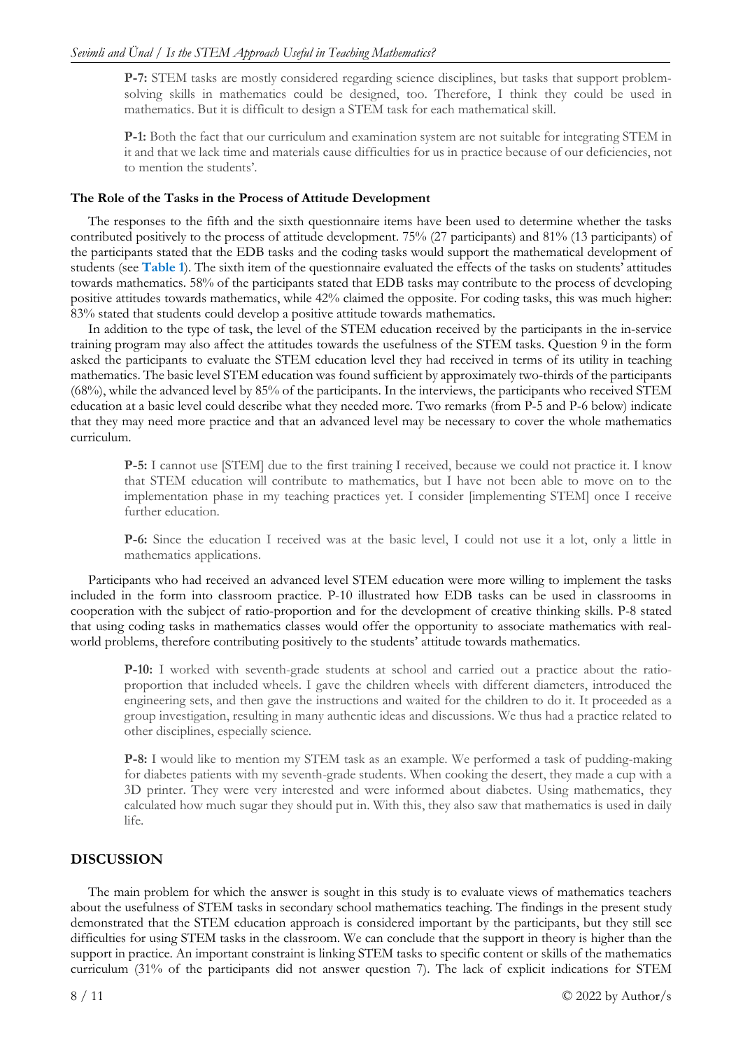**P-7:** STEM tasks are mostly considered regarding science disciplines, but tasks that support problem-solving skills in mathematics could be designed, too. Therefore, I think they could be used in mathematics. But it is difficult to design a STEM task for each mathematical skill.

**P-1:** Both the fact that our curriculum and examination system are not suitable for integrating STEM in it and that we lack time and materials cause difficulties for us in practice because of our deficiencies, not to mention the students'.

### The Role of the Tasks in the Process of Attitude Development

The responses to the fifth and the sixth questionnaire items have been used to determine whether the tasks contributed positively to the process of attitude development. 75% (27 participants) and 81% (13 participants) of the participants stated that the EDB tasks and the coding tasks would support the mathematical development of students (see **Table 1**). The sixth item of the questionnaire evaluated the effects of the tasks on students' attitudes towards mathematics. 58% of the participants stated that EDB tasks may contribute to the process of developing positive attitudes towards mathematics, while 42% claimed the opposite. For coding tasks, this was much higher: 83% stated that students could develop a positive attitude towards mathematics.

In addition to the type of task, the level of the STEM education received by the participants in the in-service training program may also affect the attitudes towards the usefulness of the STEM tasks. Question 9 in the form asked the participants to evaluate the STEM education level they had received in terms of its utility in teaching mathematics. The basic level STEM education was found sufficient by approximately two-thirds of the participants (68%), while the advanced level by 85% of the participants. In the interviews, the participants who received STEM education at a basic level could describe what they needed more. Two remarks (from P-5 and P-6 below) indicate that they may need more practice and that an advanced level may be necessary to cover the whole mathematics curriculum.

**P-5:** I cannot use [STEM] due to the first training I received, because we could not practice it. I know that STEM education will contribute to mathematics, but I have not been able to move on to the implementation phase in my teaching practices yet. I consider [implementing STEM] once I receive further education.

**P-6:** Since the education I received was at the basic level, I could not use it a lot, only a little in mathematics applications.

Participants who had received an advanced level STEM education were more willing to implement the tasks included in the form into classroom practice. P-10 illustrated how EDB tasks can be used in classrooms in cooperation with the subject of ratio-proportion and for the development of creative thinking skills. P-8 stated that using coding tasks in mathematics classes would offer the opportunity to associate mathematics with real-world problems, therefore contributing positively to the students' attitude towards mathematics.

**P-10:** I worked with seventh-grade students at school and carried out a practice about the ratio-proportion that included wheels. I gave the children wheels with different diameters, introduced the engineering sets, and then gave the instructions and waited for the children to do it. It proceeded as a group investigation, resulting in many authentic ideas and discussions. We thus had a practice related to other disciplines, especially science.

**P-8:** I would like to mention my STEM task as an example. We performed a task of pudding-making for diabetes patients with my seventh-grade students. When cooking the desert, they made a cup with a 3D printer. They were very interested and were informed about diabetes. Using mathematics, they calculated how much sugar they should put in. With this, they also saw that mathematics is used in daily life.

## DISCUSSION

The main problem for which the answer is sought in this study is to evaluate views of mathematics teachers about the usefulness of STEM tasks in secondary school mathematics teaching. The findings in the present study demonstrated that the STEM education approach is considered important by the participants, but they still see difficulties for using STEM tasks in the classroom. We can conclude that the support in theory is higher than the support in practice. An important constraint is linking STEM tasks to specific content or skills of the mathematics curriculum (31% of the participants did not answer question 7). The lack of explicit indications for STEM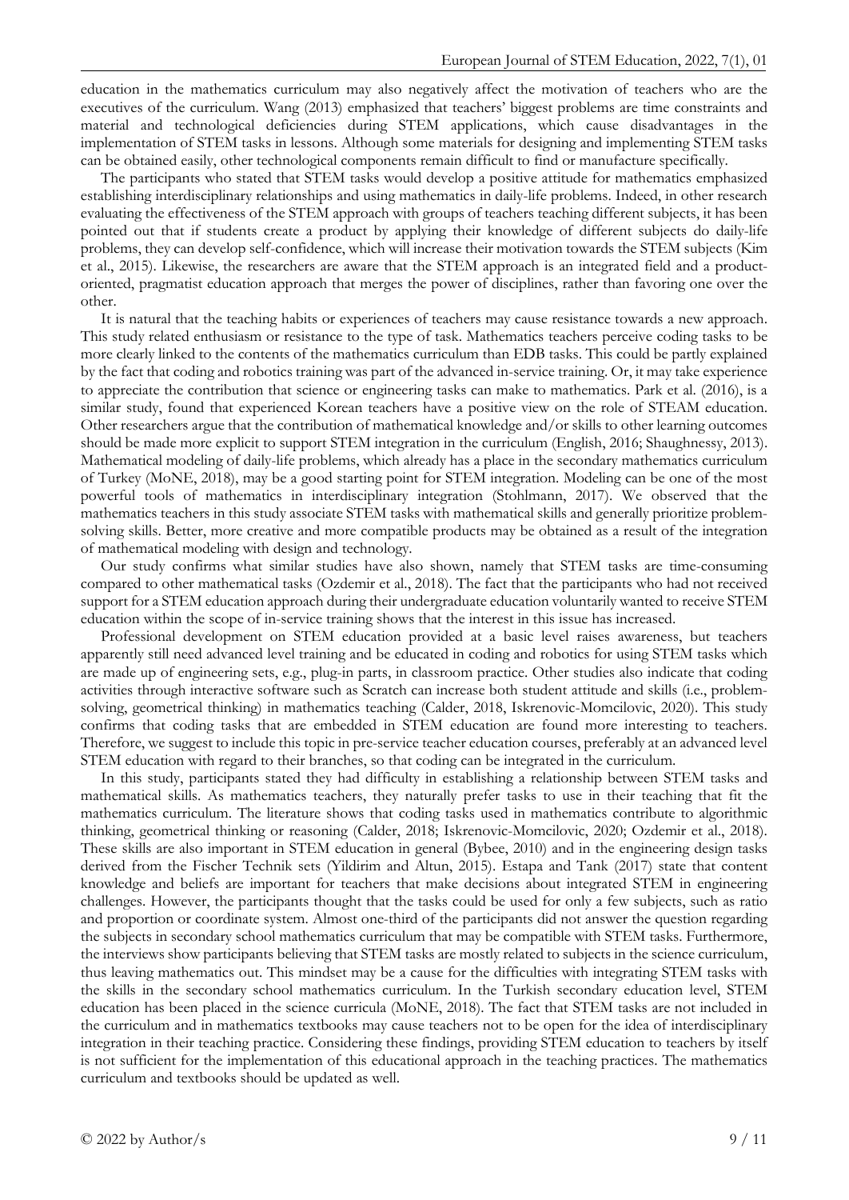education in the mathematics curriculum may also negatively affect the motivation of teachers who are the executives of the curriculum. Wang (2013) emphasized that teachers' biggest problems are time constraints and material and technological deficiencies during STEM applications, which cause disadvantages in the implementation of STEM tasks in lessons. Although some materials for designing and implementing STEM tasks can be obtained easily, other technological components remain difficult to find or manufacture specifically.

The participants who stated that STEM tasks would develop a positive attitude for mathematics emphasized establishing interdisciplinary relationships and using mathematics in daily-life problems. Indeed, in other research evaluating the effectiveness of the STEM approach with groups of teachers teaching different subjects, it has been pointed out that if students create a product by applying their knowledge of different subjects do daily-life problems, they can develop self-confidence, which will increase their motivation towards the STEM subjects (Kim et al., 2015). Likewise, the researchers are aware that the STEM approach is an integrated field and a product-oriented, pragmatist education approach that merges the power of disciplines, rather than favoring one over the other.

It is natural that the teaching habits or experiences of teachers may cause resistance towards a new approach. This study related enthusiasm or resistance to the type of task. Mathematics teachers perceive coding tasks to be more clearly linked to the contents of the mathematics curriculum than EDB tasks. This could be partly explained by the fact that coding and robotics training was part of the advanced in-service training. Or, it may take experience to appreciate the contribution that science or engineering tasks can make to mathematics. Park et al. (2016), is a similar study, found that experienced Korean teachers have a positive view on the role of STEAM education. Other researchers argue that the contribution of mathematical knowledge and/or skills to other learning outcomes should be made more explicit to support STEM integration in the curriculum (English, 2016; Shaughnessy, 2013). Mathematical modeling of daily-life problems, which already has a place in the secondary mathematics curriculum of Turkey (MoNE, 2018), may be a good starting point for STEM integration. Modeling can be one of the most powerful tools of mathematics in interdisciplinary integration (Stohlmann, 2017). We observed that the mathematics teachers in this study associate STEM tasks with mathematical skills and generally prioritize problem-solving skills. Better, more creative and more compatible products may be obtained as a result of the integration of mathematical modeling with design and technology.

Our study confirms what similar studies have also shown, namely that STEM tasks are time-consuming compared to other mathematical tasks (Ozdemir et al., 2018). The fact that the participants who had not received support for a STEM education approach during their undergraduate education voluntarily wanted to receive STEM education within the scope of in-service training shows that the interest in this issue has increased.

Professional development on STEM education provided at a basic level raises awareness, but teachers apparently still need advanced level training and be educated in coding and robotics for using STEM tasks which are made up of engineering sets, e.g., plug-in parts, in classroom practice. Other studies also indicate that coding activities through interactive software such as Scratch can increase both student attitude and skills (i.e., problem-solving, geometrical thinking) in mathematics teaching (Calder, 2018, Iskrenovic-Momcilovic, 2020). This study confirms that coding tasks that are embedded in STEM education are found more interesting to teachers. Therefore, we suggest to include this topic in pre-service teacher education courses, preferably at an advanced level STEM education with regard to their branches, so that coding can be integrated in the curriculum.

In this study, participants stated they had difficulty in establishing a relationship between STEM tasks and mathematical skills. As mathematics teachers, they naturally prefer tasks to use in their teaching that fit the mathematics curriculum. The literature shows that coding tasks used in mathematics contribute to algorithmic thinking, geometrical thinking or reasoning (Calder, 2018; Iskrenovic-Momcilovic, 2020; Ozdemir et al., 2018). These skills are also important in STEM education in general (Bybee, 2010) and in the engineering design tasks derived from the Fischer Technik sets (Yildirim and Altun, 2015). Estapa and Tank (2017) state that content knowledge and beliefs are important for teachers that make decisions about integrated STEM in engineering challenges. However, the participants thought that the tasks could be used for only a few subjects, such as ratio and proportion or coordinate system. Almost one-third of the participants did not answer the question regarding the subjects in secondary school mathematics curriculum that may be compatible with STEM tasks. Furthermore, the interviews show participants believing that STEM tasks are mostly related to subjects in the science curriculum, thus leaving mathematics out. This mindset may be a cause for the difficulties with integrating STEM tasks with the skills in the secondary school mathematics curriculum. In the Turkish secondary education level, STEM education has been placed in the science curricula (MoNE, 2018). The fact that STEM tasks are not included in the curriculum and in mathematics textbooks may cause teachers not to be open for the idea of interdisciplinary integration in their teaching practice. Considering these findings, providing STEM education to teachers by itself is not sufficient for the implementation of this educational approach in the teaching practices. The mathematics curriculum and textbooks should be updated as well.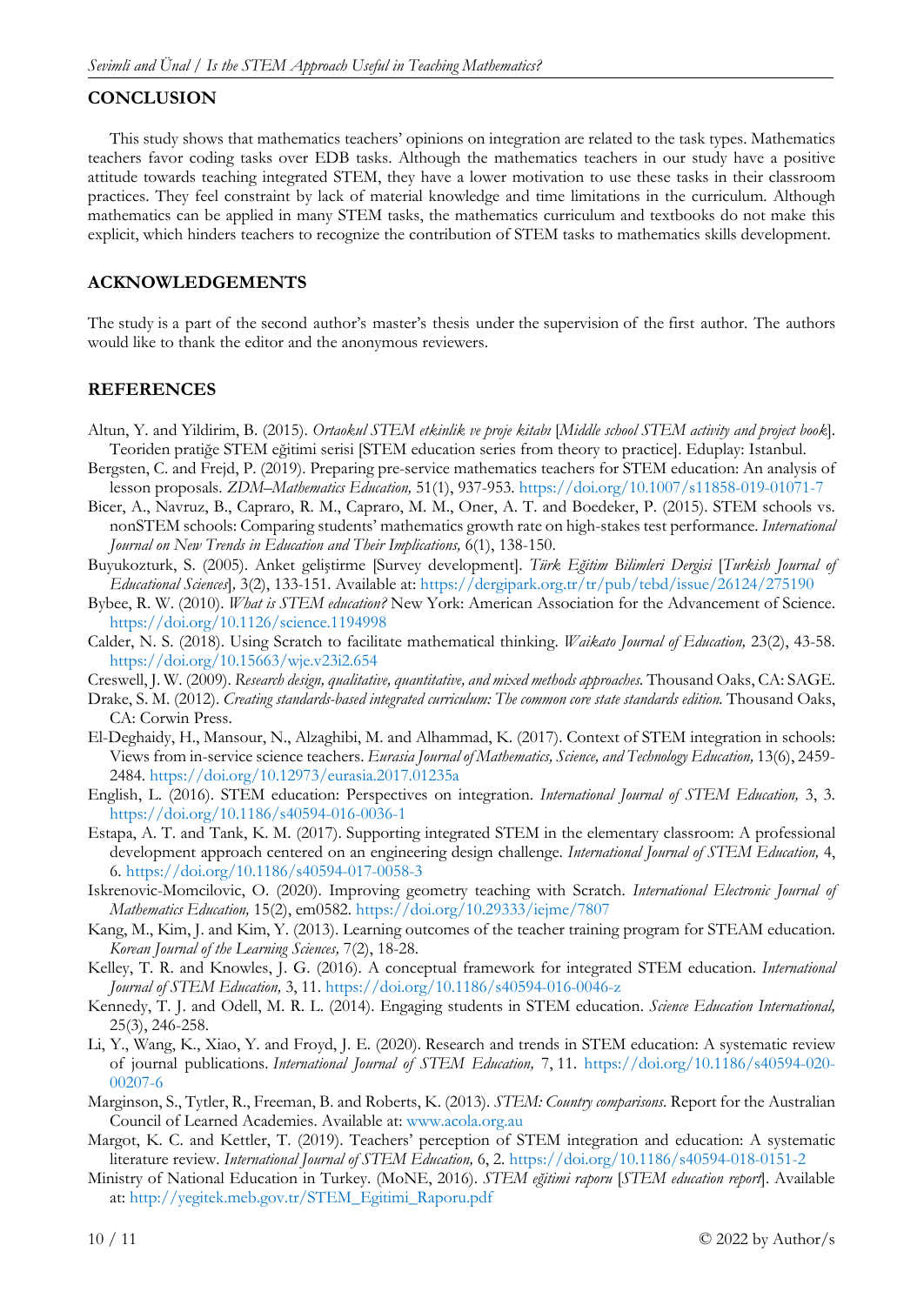## CONCLUSION

This study shows that mathematics teachers' opinions on integration are related to the task types. Mathematics teachers favor coding tasks over EDB tasks. Although the mathematics teachers in our study have a positive attitude towards teaching integrated STEM, they have a lower motivation to use these tasks in their classroom practices. They feel constraint by lack of material knowledge and time limitations in the curriculum. Although mathematics can be applied in many STEM tasks, the mathematics curriculum and textbooks do not make this explicit, which hinders teachers to recognize the contribution of STEM tasks to mathematics skills development.

## ACKNOWLEDGEMENTS

The study is a part of the second author's master's thesis under the supervision of the first author. The authors would like to thank the editor and the anonymous reviewers.

## REFERENCES

Altun, Y. and Yildirim, B. (2015). *Ortaokul STEM etkinlik ve proje kitabı* [*Middle school STEM activity and project book*]. Teoriden pratiğe STEM eğitimi serisi [STEM education series from theory to practice]. Eduplay: Istanbul.

Bergsten, C. and Frejd, P. (2019). Preparing pre-service mathematics teachers for STEM education: An analysis of lesson proposals. *ZDM–Mathematics Education,* 51(1), 937-953. https://doi.org/10.1007/s11858-019-01071-7

Bicer, A., Navruz, B., Capraro, R. M., Capraro, M. M., Oner, A. T. and Boedeker, P. (2015). STEM schools vs. nonSTEM schools: Comparing students' mathematics growth rate on high-stakes test performance. *International Journal on New Trends in Education and Their Implications,* 6(1), 138-150.

Buyukozturk, S. (2005). Anket geliştirme [Survey development]. *Türk Eğitim Bilimleri Dergisi* [*Turkish Journal of Educational Sciences*], 3(2), 133-151. Available at: https://dergipark.org.tr/tr/pub/tebd/issue/26124/275190

Bybee, R. W. (2010). *What is STEM education?* New York: American Association for the Advancement of Science. https://doi.org/10.1126/science.1194998

Calder, N. S. (2018). Using Scratch to facilitate mathematical thinking. *Waikato Journal of Education,* 23(2), 43-58. https://doi.org/10.15663/wje.v23i2.654

Creswell, J. W. (2009). *Research design, qualitative, quantitative, and mixed methods approaches.* Thousand Oaks, CA: SAGE.

Drake, S. M. (2012). *Creating standards-based integrated curriculum: The common core state standards edition.* Thousand Oaks, CA: Corwin Press.

El-Deghaidy, H., Mansour, N., Alzaghibi, M. and Alhammad, K. (2017). Context of STEM integration in schools: Views from in-service science teachers. *Eurasia Journal of Mathematics, Science, and Technology Education,* 13(6), 2459-2484. https://doi.org/10.12973/eurasia.2017.01235a

English, L. (2016). STEM education: Perspectives on integration. *International Journal of STEM Education,* 3, 3. https://doi.org/10.1186/s40594-016-0036-1

Estapa, A. T. and Tank, K. M. (2017). Supporting integrated STEM in the elementary classroom: A professional development approach centered on an engineering design challenge. *International Journal of STEM Education,* 4, 6. https://doi.org/10.1186/s40594-017-0058-3

Iskrenovic-Momcilovic, O. (2020). Improving geometry teaching with Scratch. *International Electronic Journal of Mathematics Education,* 15(2), em0582. https://doi.org/10.29333/iejme/7807

Kang, M., Kim, J. and Kim, Y. (2013). Learning outcomes of the teacher training program for STEAM education. *Korean Journal of the Learning Sciences,* 7(2), 18-28.

Kelley, T. R. and Knowles, J. G. (2016). A conceptual framework for integrated STEM education. *International Journal of STEM Education,* 3, 11. https://doi.org/10.1186/s40594-016-0046-z

Kennedy, T. J. and Odell, M. R. L. (2014). Engaging students in STEM education. *Science Education International,* 25(3), 246-258.

Li, Y., Wang, K., Xiao, Y. and Froyd, J. E. (2020). Research and trends in STEM education: A systematic review of journal publications. *International Journal of STEM Education,* 7, 11. https://doi.org/10.1186/s40594-020-00207-6

Marginson, S., Tytler, R., Freeman, B. and Roberts, K. (2013). *STEM: Country comparisons.* Report for the Australian Council of Learned Academies. Available at: www.acola.org.au

Margot, K. C. and Kettler, T. (2019). Teachers' perception of STEM integration and education: A systematic literature review. *International Journal of STEM Education,* 6, 2. https://doi.org/10.1186/s40594-018-0151-2

Ministry of National Education in Turkey. (MoNE, 2016). *STEM eğitimi raporu* [*STEM education report*]. Available at: http://yegitek.meb.gov.tr/STEM_Egitimi_Raporu.pdf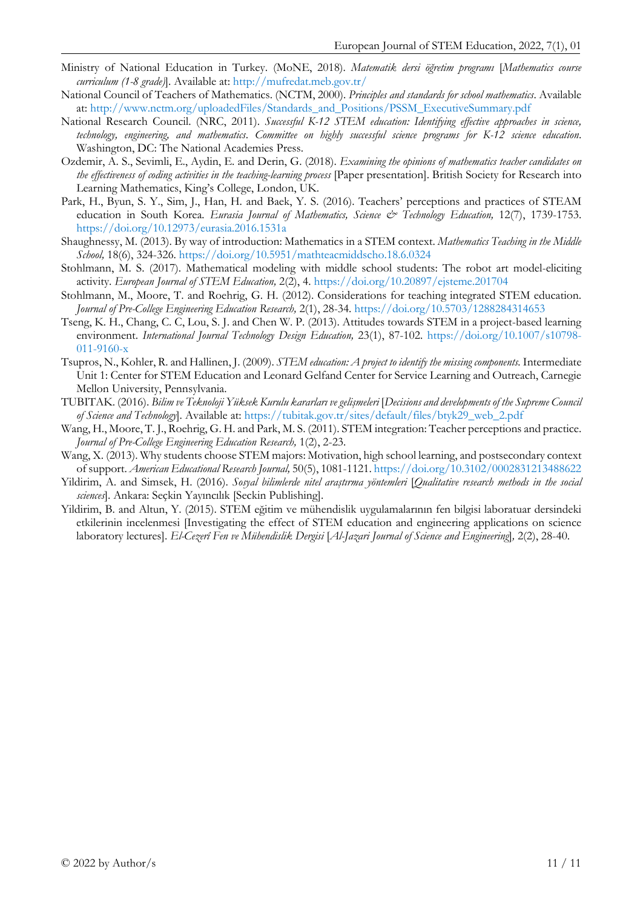Ministry of National Education in Turkey. (MoNE, 2018). *Matematik dersi öğretim programı* [*Mathematics course curriculum (1-8 grade)*]. Available at: http://mufredat.meb.gov.tr/

National Council of Teachers of Mathematics. (NCTM, 2000). *Principles and standards for school mathematics*. Available at: http://www.nctm.org/uploadedFiles/Standards_and_Positions/PSSM_ExecutiveSummary.pdf

National Research Council. (NRC, 2011). *Successful K-12 STEM education: Identifying effective approaches in science, technology, engineering, and mathematics*. *Committee on highly successful science programs for K-12 science education*. Washington, DC: The National Academies Press.

Ozdemir, A. S., Sevimli, E., Aydin, E. and Derin, G. (2018). *Examining the opinions of mathematics teacher candidates on the effectiveness of coding activities in the teaching-learning process* [Paper presentation]. British Society for Research into Learning Mathematics, King's College, London, UK.

Park, H., Byun, S. Y., Sim, J., Han, H. and Baek, Y. S. (2016). Teachers' perceptions and practices of STEAM education in South Korea. *Eurasia Journal of Mathematics, Science & Technology Education,* 12(7), 1739-1753. https://doi.org/10.12973/eurasia.2016.1531a

Shaughnessy, M. (2013). By way of introduction: Mathematics in a STEM context. *Mathematics Teaching in the Middle School,* 18(6), 324-326. https://doi.org/10.5951/mathteacmiddscho.18.6.0324

Stohlmann, M. S. (2017). Mathematical modeling with middle school students: The robot art model-eliciting activity. *European Journal of STEM Education,* 2(2), 4. https://doi.org/10.20897/ejsteme.201704

Stohlmann, M., Moore, T. and Roehrig, G. H. (2012). Considerations for teaching integrated STEM education. *Journal of Pre-College Engineering Education Research,* 2(1), 28-34. https://doi.org/10.5703/1288284314653

Tseng, K. H., Chang, C. C, Lou, S. J. and Chen W. P. (2013). Attitudes towards STEM in a project-based learning environment. *International Journal Technology Design Education,* 23(1), 87-102. https://doi.org/10.1007/s10798-011-9160-x

Tsupros, N., Kohler, R. and Hallinen, J. (2009). *STEM education: A project to identify the missing components.* Intermediate Unit 1: Center for STEM Education and Leonard Gelfand Center for Service Learning and Outreach, Carnegie Mellon University, Pennsylvania.

TUBITAK. (2016). *Bilim ve Teknoloji Yüksek Kurulu kararları ve gelişmeleri* [*Decisions and developments of the Supreme Council of Science and Technology*]. Available at: https://tubitak.gov.tr/sites/default/files/btyk29_web_2.pdf

Wang, H., Moore, T. J., Roehrig, G. H. and Park, M. S. (2011). STEM integration: Teacher perceptions and practice. *Journal of Pre-College Engineering Education Research,* 1(2), 2-23.

Wang, X. (2013). Why students choose STEM majors: Motivation, high school learning, and postsecondary context of support. *American Educational Research Journal,* 50(5), 1081-1121. https://doi.org/10.3102/0002831213488622

Yildirim, A. and Simsek, H. (2016). *Sosyal bilimlerde nitel araştırma yöntemleri* [*Qualitative research methods in the social sciences*]. Ankara: Seçkin Yayıncılık [Seckin Publishing].

Yildirim, B. and Altun, Y. (2015). STEM eğitim ve mühendislik uygulamalarının fen bilgisi laboratuar dersindeki etkilerinin incelenmesi [Investigating the effect of STEM education and engineering applications on science laboratory lectures]. *El-Cezerî Fen ve Mühendislik Dergisi* [*Al-Jazari Journal of Science and Engineering*]*,* 2(2), 28-40.